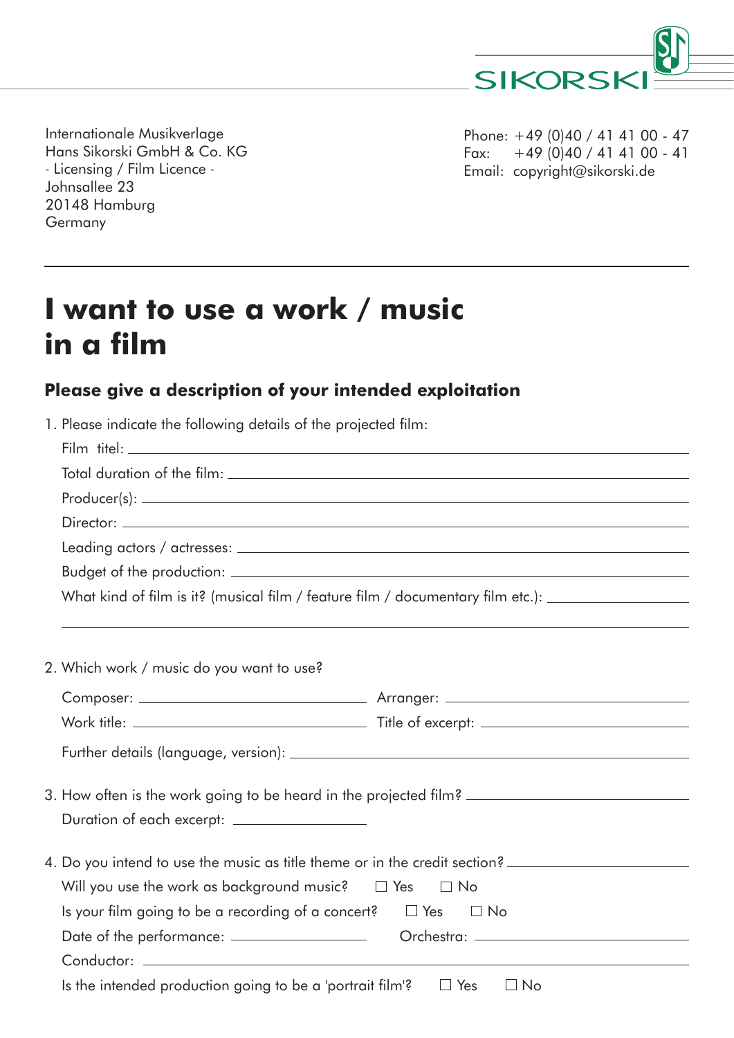SIKORSKI

Internationale Musikverlage
Hans Sikorski GmbH & Co. KG
- Licensing / Film Licence -
Johnsallee 23
20148 Hamburg
Germany

Phone: +49 (0)40 / 41 41 00 - 47
Fax: +49 (0)40 / 41 41 00 - 41
Email: copyright@sikorski.de

# I want to use a work / music in a film

## Please give a description of your intended exploitation

1. Please indicate the following details of the projected film:

   Film titel: ______________________________

   Total duration of the film: ______________________________

   Producer(s): ______________________________

   Director: ______________________________

   Leading actors / actresses: ______________________________

   Budget of the production: ______________________________

   What kind of film is it? (musical film / feature film / documentary film etc.): ______________________________

   ______________________________

2. Which work / music do you want to use?

   Composer: ______________________ Arranger: ______________________

   Work title: ______________________ Title of excerpt: ______________________

   Further details (language, version): ______________________________

3. How often is the work going to be heard in the projected film? ______________________________

   Duration of each excerpt: ______________________

4. Do you intend to use the music as title theme or in the credit section? ______________________________

   Will you use the work as background music? ☐ Yes ☐ No

   Is your film going to be a recording of a concert? ☐ Yes ☐ No

   Date of the performance: ______________________ Orchestra: ______________________

   Conductor: ______________________________

   Is the intended production going to be a 'portrait film'? ☐ Yes ☐ No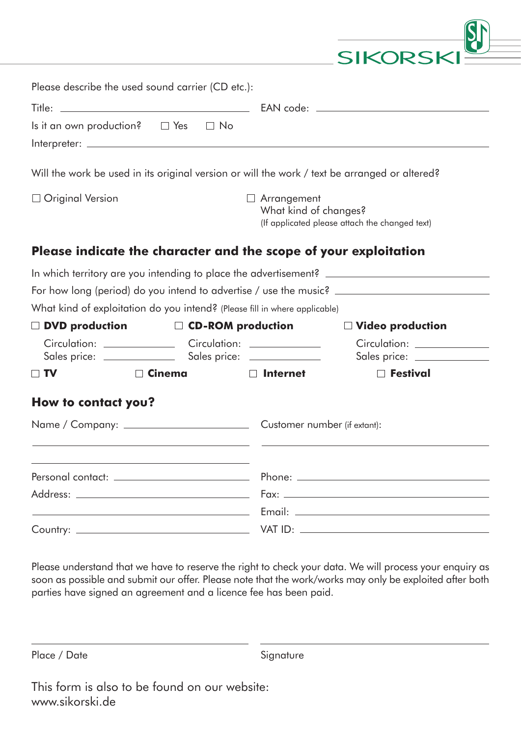Please describe the used sound carrier (CD etc.):

Title: ______________________ EAN code: ______________________

Is it an own production? ☐ Yes ☐ No

Interpreter: ______________________

Will the work be used in its original version or will the work / text be arranged or altered?

☐ Original Version

☐ Arrangement
What kind of changes?
(If applicated please attach the changed text)

## Please indicate the character and the scope of your exploitation

In which territory are you intending to place the advertisement? ______________________

For how long (period) do you intend to advertise / use the music? ______________________

What kind of exploitation do you intend? (Please fill in where applicable)

☐ **DVD production**
Circulation: ____________
Sales price: ____________

☐ **CD-ROM production**
Circulation: ____________
Sales price: ____________

☐ **Video production**
Circulation: ____________
Sales price: ____________

☐ **TV** ☐ **Cinema** ☐ **Internet** ☐ **Festival**

## How to contact you?

Name / Company: ______________________

Customer number (if extant): ______________________

Personal contact: ______________________

Address: ______________________

Country: ______________________

Phone: ______________________

Fax: ______________________

Email: ______________________

VAT ID: ______________________

Please understand that we have to reserve the right to check your data. We will process your enquiry as soon as possible and submit our offer. Please note that the work/works may only be exploited after both parties have signed an agreement and a licence fee has been paid.

______________________ ______________________

Place / Date Signature

This form is also to be found on our website:
www.sikorski.de